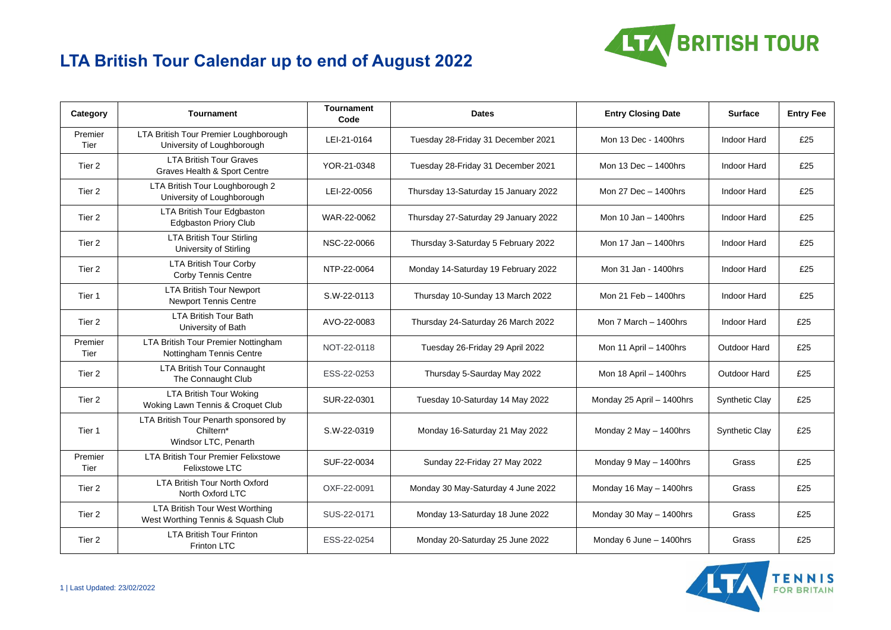# LTA British Tour Calendar up to end of August 2022

| Category | Tournament | Tournament Code | Dates | Entry Closing Date | Surface | Entry Fee |
|---|---|---|---|---|---|---|
| Premier Tier | LTA British Tour Premier Loughborough<br>University of Loughborough | LEI-21-0164 | Tuesday 28-Friday 31 December 2021 | Mon 13 Dec - 1400hrs | Indoor Hard | £25 |
| Tier 2 | LTA British Tour Graves<br>Graves Health & Sport Centre | YOR-21-0348 | Tuesday 28-Friday 31 December 2021 | Mon 13 Dec – 1400hrs | Indoor Hard | £25 |
| Tier 2 | LTA British Tour Loughborough 2<br>University of Loughborough | LEI-22-0056 | Thursday 13-Saturday 15 January 2022 | Mon 27 Dec – 1400hrs | Indoor Hard | £25 |
| Tier 2 | LTA British Tour Edgbaston<br>Edgbaston Priory Club | WAR-22-0062 | Thursday 27-Saturday 29 January 2022 | Mon 10 Jan – 1400hrs | Indoor Hard | £25 |
| Tier 2 | LTA British Tour Stirling<br>University of Stirling | NSC-22-0066 | Thursday 3-Saturday 5 February 2022 | Mon 17 Jan – 1400hrs | Indoor Hard | £25 |
| Tier 2 | LTA British Tour Corby<br>Corby Tennis Centre | NTP-22-0064 | Monday 14-Saturday 19 February 2022 | Mon 31 Jan - 1400hrs | Indoor Hard | £25 |
| Tier 1 | LTA British Tour Newport<br>Newport Tennis Centre | S.W-22-0113 | Thursday 10-Sunday 13 March 2022 | Mon 21 Feb – 1400hrs | Indoor Hard | £25 |
| Tier 2 | LTA British Tour Bath<br>University of Bath | AVO-22-0083 | Thursday 24-Saturday 26 March 2022 | Mon 7 March – 1400hrs | Indoor Hard | £25 |
| Premier Tier | LTA British Tour Premier Nottingham<br>Nottingham Tennis Centre | NOT-22-0118 | Tuesday 26-Friday 29 April 2022 | Mon 11 April – 1400hrs | Outdoor Hard | £25 |
| Tier 2 | LTA British Tour Connaught<br>The Connaught Club | ESS-22-0253 | Thursday 5-Saurday May 2022 | Mon 18 April – 1400hrs | Outdoor Hard | £25 |
| Tier 2 | LTA British Tour Woking<br>Woking Lawn Tennis & Croquet Club | SUR-22-0301 | Tuesday 10-Saturday 14 May 2022 | Monday 25 April – 1400hrs | Synthetic Clay | £25 |
| Tier 1 | LTA British Tour Penarth sponsored by Chiltern*<br>Windsor LTC, Penarth | S.W-22-0319 | Monday 16-Saturday 21 May 2022 | Monday 2 May – 1400hrs | Synthetic Clay | £25 |
| Premier Tier | LTA British Tour Premier Felixstowe<br>Felixstowe LTC | SUF-22-0034 | Sunday 22-Friday 27 May 2022 | Monday 9 May – 1400hrs | Grass | £25 |
| Tier 2 | LTA British Tour North Oxford<br>North Oxford LTC | OXF-22-0091 | Monday 30 May-Saturday 4 June 2022 | Monday 16 May – 1400hrs | Grass | £25 |
| Tier 2 | LTA British Tour West Worthing<br>West Worthing Tennis & Squash Club | SUS-22-0171 | Monday 13-Saturday 18 June 2022 | Monday 30 May – 1400hrs | Grass | £25 |
| Tier 2 | LTA British Tour Frinton<br>Frinton LTC | ESS-22-0254 | Monday 20-Saturday 25 June 2022 | Monday 6 June – 1400hrs | Grass | £25 |

Last Updated: 23/02/2022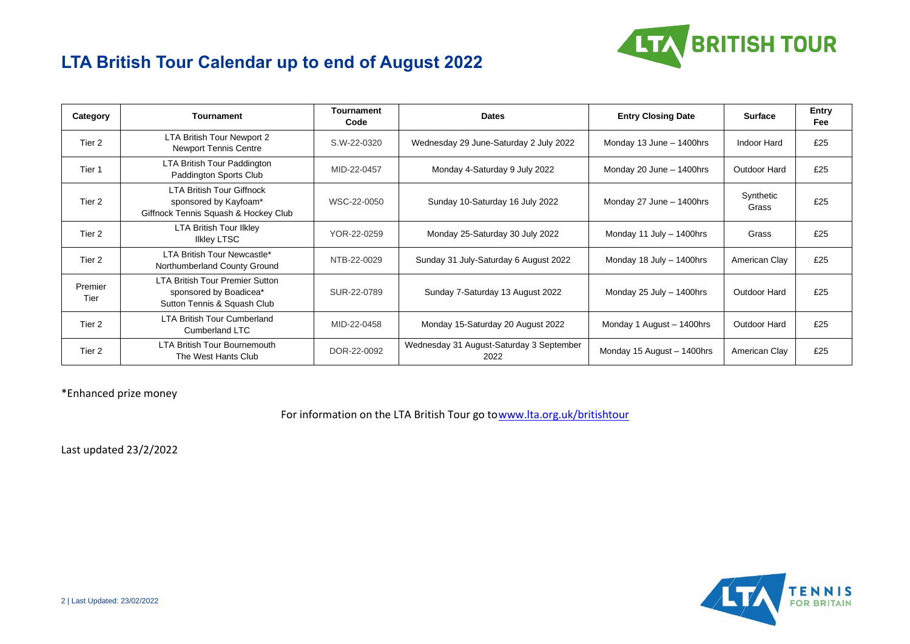# LTA British Tour Calendar up to end of August 2022

| Category | Tournament | Tournament Code | Dates | Entry Closing Date | Surface | Entry Fee |
|---|---|---|---|---|---|---|
| Tier 2 | LTA British Tour Newport 2<br>Newport Tennis Centre | S.W-22-0320 | Wednesday 29 June-Saturday 2 July 2022 | Monday 13 June – 1400hrs | Indoor Hard | £25 |
| Tier 1 | LTA British Tour Paddington<br>Paddington Sports Club | MID-22-0457 | Monday 4-Saturday 9 July 2022 | Monday 20 June – 1400hrs | Outdoor Hard | £25 |
| Tier 2 | LTA British Tour Giffnock<br>sponsored by Kayfoam*<br>Giffnock Tennis Squash & Hockey Club | WSC-22-0050 | Sunday 10-Saturday 16 July 2022 | Monday 27 June – 1400hrs | Synthetic Grass | £25 |
| Tier 2 | LTA British Tour Ilkley<br>Ilkley LTSC | YOR-22-0259 | Monday 25-Saturday 30 July 2022 | Monday 11 July – 1400hrs | Grass | £25 |
| Tier 2 | LTA British Tour Newcastle*<br>Northumberland County Ground | NTB-22-0029 | Sunday 31 July-Saturday 6 August 2022 | Monday 18 July – 1400hrs | American Clay | £25 |
| Premier Tier | LTA British Tour Premier Sutton<br>sponsored by Boadicea*<br>Sutton Tennis & Squash Club | SUR-22-0789 | Sunday 7-Saturday 13 August 2022 | Monday 25 July – 1400hrs | Outdoor Hard | £25 |
| Tier 2 | LTA British Tour Cumberland<br>Cumberland LTC | MID-22-0458 | Monday 15-Saturday 20 August 2022 | Monday 1 August – 1400hrs | Outdoor Hard | £25 |
| Tier 2 | LTA British Tour Bournemouth<br>The West Hants Club | DOR-22-0092 | Wednesday 31 August-Saturday 3 September 2022 | Monday 15 August – 1400hrs | American Clay | £25 |

*Enhanced prize money

For information on the LTA British Tour go to www.lta.org.uk/britishtour

Last updated 23/2/2022